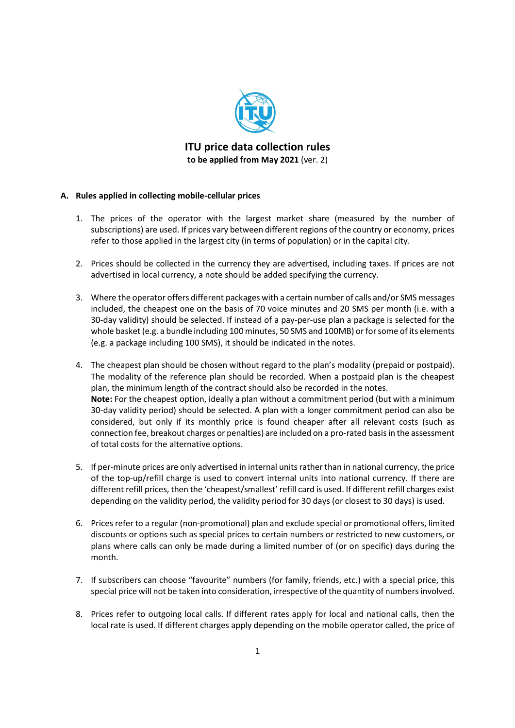# ITU price data collection rules

**to be applied from May 2021** (ver. 2)

## A. Rules applied in collecting mobile-cellular prices

1. The prices of the operator with the largest market share (measured by the number of subscriptions) are used. If prices vary between different regions of the country or economy, prices refer to those applied in the largest city (in terms of population) or in the capital city.

2. Prices should be collected in the currency they are advertised, including taxes. If prices are not advertised in local currency, a note should be added specifying the currency.

3. Where the operator offers different packages with a certain number of calls and/or SMS messages included, the cheapest one on the basis of 70 voice minutes and 20 SMS per month (i.e. with a 30-day validity) should be selected. If instead of a pay-per-use plan a package is selected for the whole basket (e.g. a bundle including 100 minutes, 50 SMS and 100MB) or for some of its elements (e.g. a package including 100 SMS), it should be indicated in the notes.

4. The cheapest plan should be chosen without regard to the plan's modality (prepaid or postpaid). The modality of the reference plan should be recorded. When a postpaid plan is the cheapest plan, the minimum length of the contract should also be recorded in the notes.
   **Note:** For the cheapest option, ideally a plan without a commitment period (but with a minimum 30-day validity period) should be selected. A plan with a longer commitment period can also be considered, but only if its monthly price is found cheaper after all relevant costs (such as connection fee, breakout charges or penalties) are included on a pro-rated basis in the assessment of total costs for the alternative options.

5. If per-minute prices are only advertised in internal units rather than in national currency, the price of the top-up/refill charge is used to convert internal units into national currency. If there are different refill prices, then the 'cheapest/smallest' refill card is used. If different refill charges exist depending on the validity period, the validity period for 30 days (or closest to 30 days) is used.

6. Prices refer to a regular (non-promotional) plan and exclude special or promotional offers, limited discounts or options such as special prices to certain numbers or restricted to new customers, or plans where calls can only be made during a limited number of (or on specific) days during the month.

7. If subscribers can choose "favourite" numbers (for family, friends, etc.) with a special price, this special price will not be taken into consideration, irrespective of the quantity of numbers involved.

8. Prices refer to outgoing local calls. If different rates apply for local and national calls, then the local rate is used. If different charges apply depending on the mobile operator called, the price of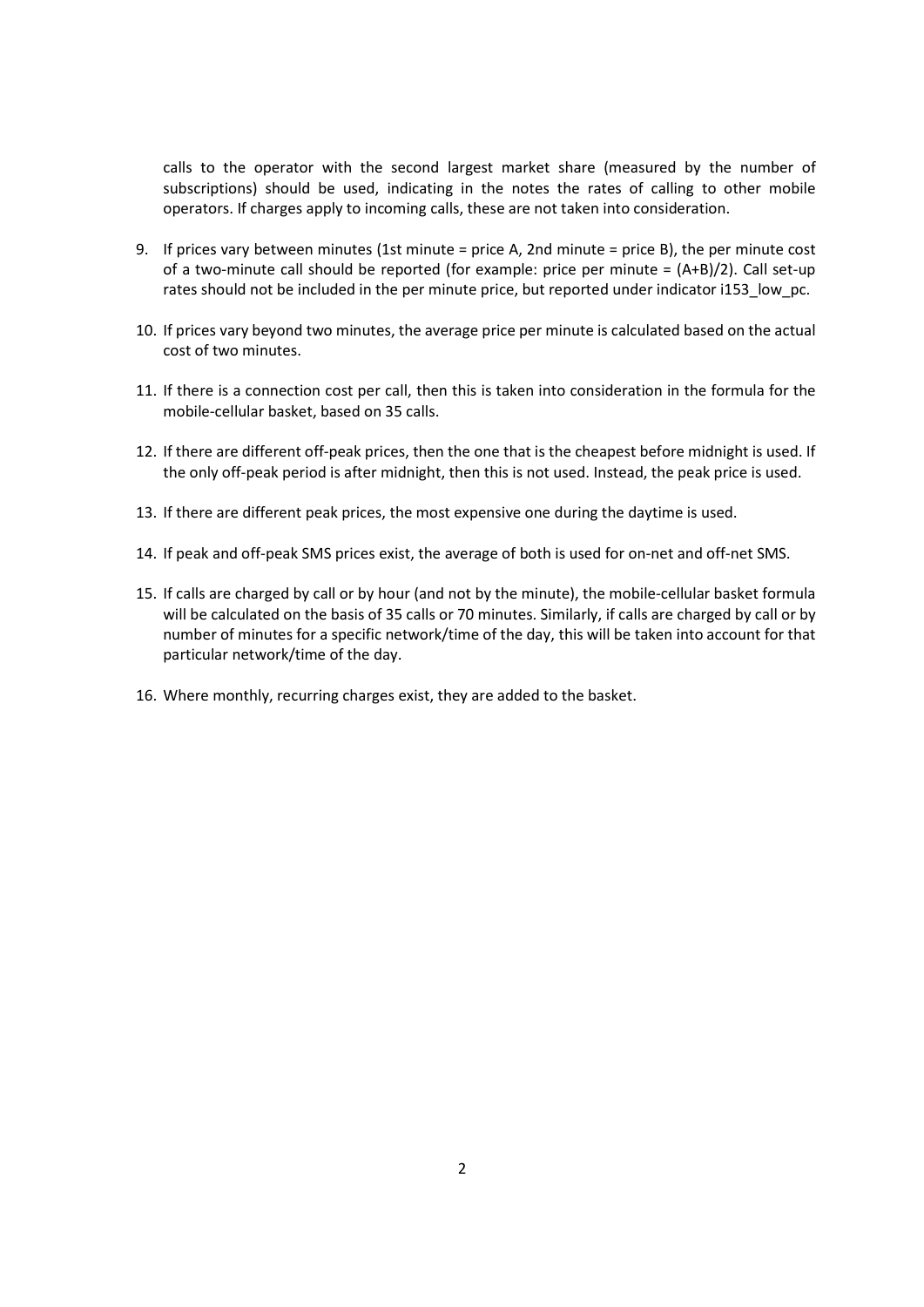calls to the operator with the second largest market share (measured by the number of subscriptions) should be used, indicating in the notes the rates of calling to other mobile operators. If charges apply to incoming calls, these are not taken into consideration.

9. If prices vary between minutes (1st minute = price A, 2nd minute = price B), the per minute cost of a two-minute call should be reported (for example: price per minute = (A+B)/2). Call set-up rates should not be included in the per minute price, but reported under indicator i153_low_pc.

10. If prices vary beyond two minutes, the average price per minute is calculated based on the actual cost of two minutes.

11. If there is a connection cost per call, then this is taken into consideration in the formula for the mobile-cellular basket, based on 35 calls.

12. If there are different off-peak prices, then the one that is the cheapest before midnight is used. If the only off-peak period is after midnight, then this is not used. Instead, the peak price is used.

13. If there are different peak prices, the most expensive one during the daytime is used.

14. If peak and off-peak SMS prices exist, the average of both is used for on-net and off-net SMS.

15. If calls are charged by call or by hour (and not by the minute), the mobile-cellular basket formula will be calculated on the basis of 35 calls or 70 minutes. Similarly, if calls are charged by call or by number of minutes for a specific network/time of the day, this will be taken into account for that particular network/time of the day.

16. Where monthly, recurring charges exist, they are added to the basket.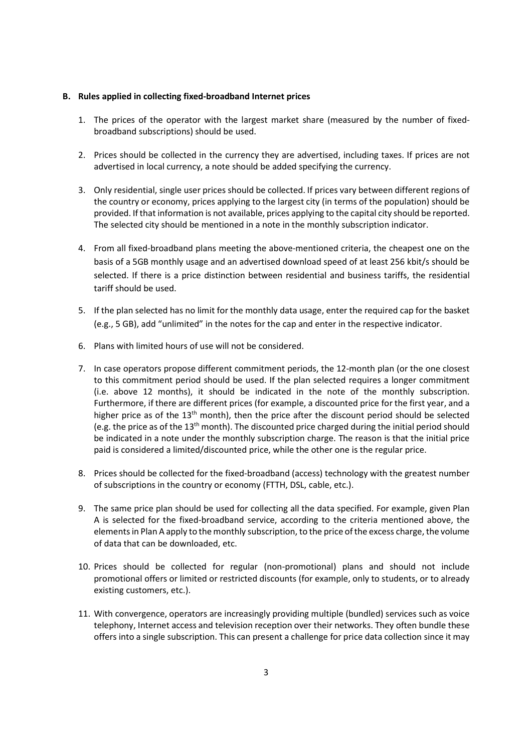### B. Rules applied in collecting fixed-broadband Internet prices

1. The prices of the operator with the largest market share (measured by the number of fixed-broadband subscriptions) should be used.

2. Prices should be collected in the currency they are advertised, including taxes. If prices are not advertised in local currency, a note should be added specifying the currency.

3. Only residential, single user prices should be collected. If prices vary between different regions of the country or economy, prices applying to the largest city (in terms of the population) should be provided. If that information is not available, prices applying to the capital city should be reported. The selected city should be mentioned in a note in the monthly subscription indicator.

4. From all fixed-broadband plans meeting the above-mentioned criteria, the cheapest one on the basis of a 5GB monthly usage and an advertised download speed of at least 256 kbit/s should be selected. If there is a price distinction between residential and business tariffs, the residential tariff should be used.

5. If the plan selected has no limit for the monthly data usage, enter the required cap for the basket (e.g., 5 GB), add "unlimited" in the notes for the cap and enter in the respective indicator.

6. Plans with limited hours of use will not be considered.

7. In case operators propose different commitment periods, the 12-month plan (or the one closest to this commitment period should be used. If the plan selected requires a longer commitment (i.e. above 12 months), it should be indicated in the note of the monthly subscription. Furthermore, if there are different prices (for example, a discounted price for the first year, and a higher price as of the 13th month), then the price after the discount period should be selected (e.g. the price as of the 13th month). The discounted price charged during the initial period should be indicated in a note under the monthly subscription charge. The reason is that the initial price paid is considered a limited/discounted price, while the other one is the regular price.

8. Prices should be collected for the fixed-broadband (access) technology with the greatest number of subscriptions in the country or economy (FTTH, DSL, cable, etc.).

9. The same price plan should be used for collecting all the data specified. For example, given Plan A is selected for the fixed-broadband service, according to the criteria mentioned above, the elements in Plan A apply to the monthly subscription, to the price of the excess charge, the volume of data that can be downloaded, etc.

10. Prices should be collected for regular (non-promotional) plans and should not include promotional offers or limited or restricted discounts (for example, only to students, or to already existing customers, etc.).

11. With convergence, operators are increasingly providing multiple (bundled) services such as voice telephony, Internet access and television reception over their networks. They often bundle these offers into a single subscription. This can present a challenge for price data collection since it may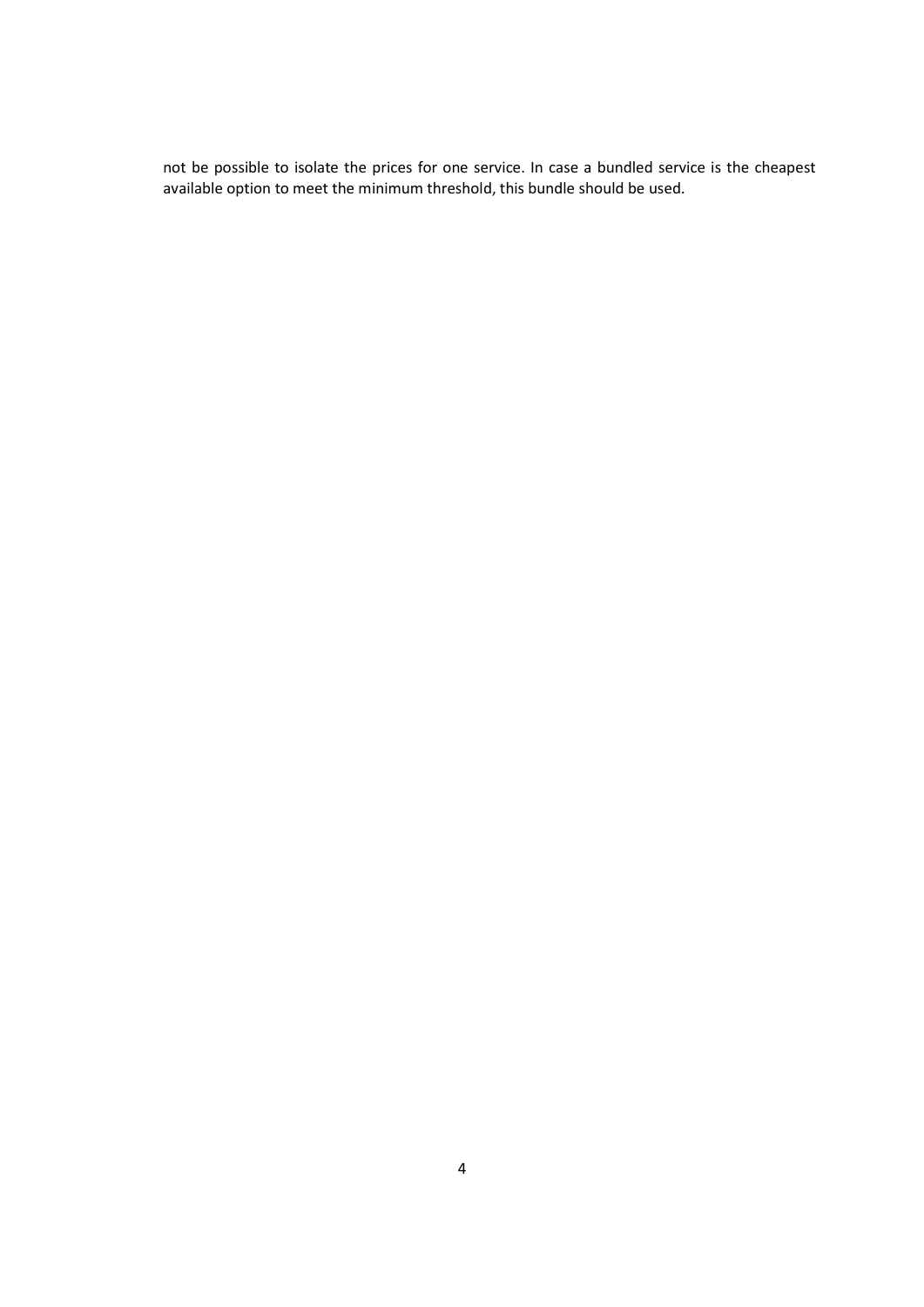not be possible to isolate the prices for one service. In case a bundled service is the cheapest available option to meet the minimum threshold, this bundle should be used.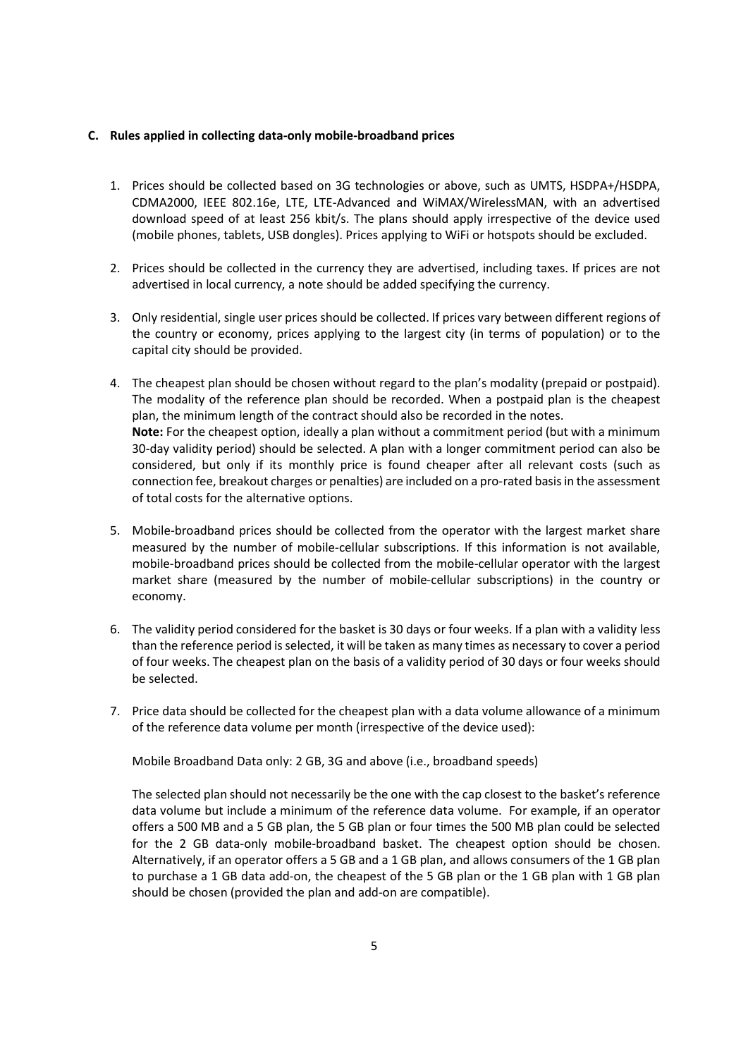### C. Rules applied in collecting data-only mobile-broadband prices

1. Prices should be collected based on 3G technologies or above, such as UMTS, HSDPA+/HSDPA, CDMA2000, IEEE 802.16e, LTE, LTE-Advanced and WiMAX/WirelessMAN, with an advertised download speed of at least 256 kbit/s. The plans should apply irrespective of the device used (mobile phones, tablets, USB dongles). Prices applying to WiFi or hotspots should be excluded.

2. Prices should be collected in the currency they are advertised, including taxes. If prices are not advertised in local currency, a note should be added specifying the currency.

3. Only residential, single user prices should be collected. If prices vary between different regions of the country or economy, prices applying to the largest city (in terms of population) or to the capital city should be provided.

4. The cheapest plan should be chosen without regard to the plan's modality (prepaid or postpaid). The modality of the reference plan should be recorded. When a postpaid plan is the cheapest plan, the minimum length of the contract should also be recorded in the notes.
   **Note:** For the cheapest option, ideally a plan without a commitment period (but with a minimum 30-day validity period) should be selected. A plan with a longer commitment period can also be considered, but only if its monthly price is found cheaper after all relevant costs (such as connection fee, breakout charges or penalties) are included on a pro-rated basis in the assessment of total costs for the alternative options.

5. Mobile-broadband prices should be collected from the operator with the largest market share measured by the number of mobile-cellular subscriptions. If this information is not available, mobile-broadband prices should be collected from the mobile-cellular operator with the largest market share (measured by the number of mobile-cellular subscriptions) in the country or economy.

6. The validity period considered for the basket is 30 days or four weeks. If a plan with a validity less than the reference period is selected, it will be taken as many times as necessary to cover a period of four weeks. The cheapest plan on the basis of a validity period of 30 days or four weeks should be selected.

7. Price data should be collected for the cheapest plan with a data volume allowance of a minimum of the reference data volume per month (irrespective of the device used):

   Mobile Broadband Data only: 2 GB, 3G and above (i.e., broadband speeds)

   The selected plan should not necessarily be the one with the cap closest to the basket's reference data volume but include a minimum of the reference data volume. For example, if an operator offers a 500 MB and a 5 GB plan, the 5 GB plan or four times the 500 MB plan could be selected for the 2 GB data-only mobile-broadband basket. The cheapest option should be chosen. Alternatively, if an operator offers a 5 GB and a 1 GB plan, and allows consumers of the 1 GB plan to purchase a 1 GB data add-on, the cheapest of the 5 GB plan or the 1 GB plan with 1 GB plan should be chosen (provided the plan and add-on are compatible).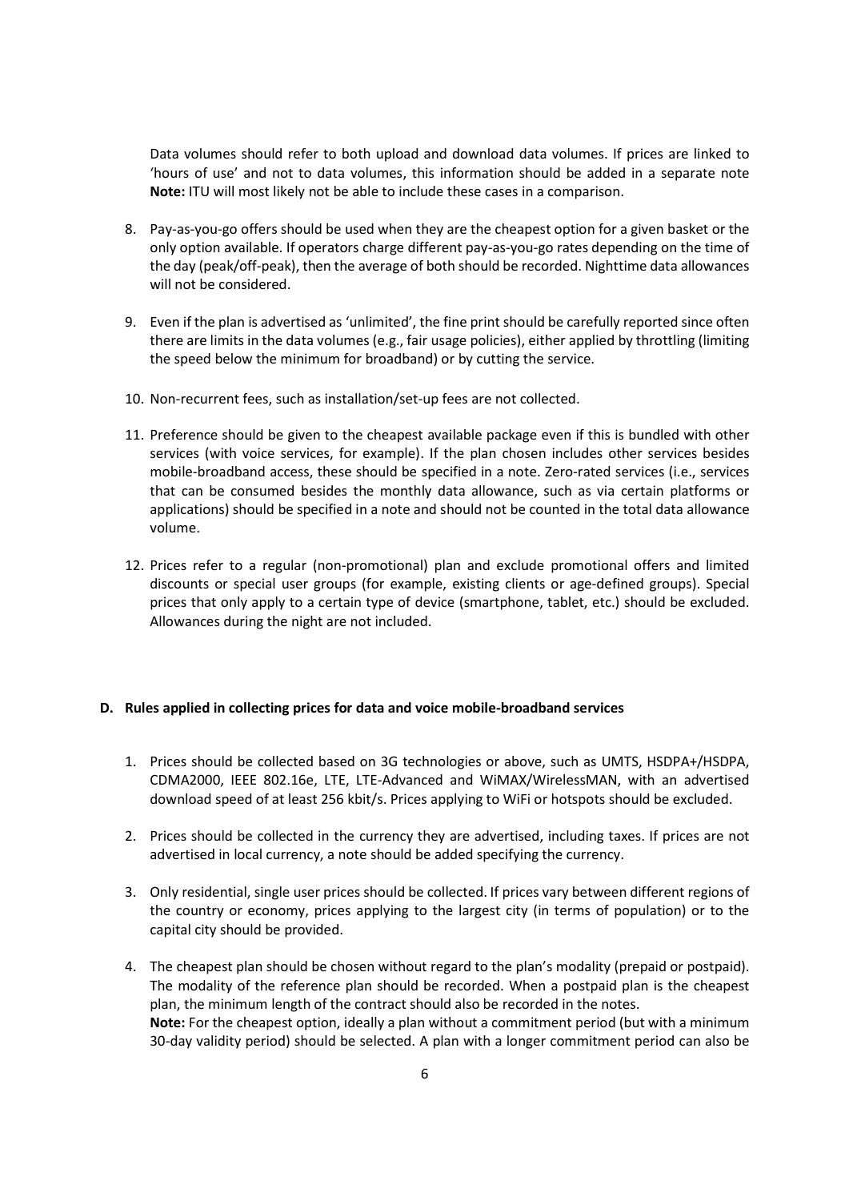Data volumes should refer to both upload and download data volumes. If prices are linked to 'hours of use' and not to data volumes, this information should be added in a separate note **Note:** ITU will most likely not be able to include these cases in a comparison.

8. Pay-as-you-go offers should be used when they are the cheapest option for a given basket or the only option available. If operators charge different pay-as-you-go rates depending on the time of the day (peak/off-peak), then the average of both should be recorded. Nighttime data allowances will not be considered.

9. Even if the plan is advertised as 'unlimited', the fine print should be carefully reported since often there are limits in the data volumes (e.g., fair usage policies), either applied by throttling (limiting the speed below the minimum for broadband) or by cutting the service.

10. Non-recurrent fees, such as installation/set-up fees are not collected.

11. Preference should be given to the cheapest available package even if this is bundled with other services (with voice services, for example). If the plan chosen includes other services besides mobile-broadband access, these should be specified in a note. Zero-rated services (i.e., services that can be consumed besides the monthly data allowance, such as via certain platforms or applications) should be specified in a note and should not be counted in the total data allowance volume.

12. Prices refer to a regular (non-promotional) plan and exclude promotional offers and limited discounts or special user groups (for example, existing clients or age-defined groups). Special prices that only apply to a certain type of device (smartphone, tablet, etc.) should be excluded. Allowances during the night are not included.

#### D. Rules applied in collecting prices for data and voice mobile-broadband services

1. Prices should be collected based on 3G technologies or above, such as UMTS, HSDPA+/HSDPA, CDMA2000, IEEE 802.16e, LTE, LTE-Advanced and WiMAX/WirelessMAN, with an advertised download speed of at least 256 kbit/s. Prices applying to WiFi or hotspots should be excluded.

2. Prices should be collected in the currency they are advertised, including taxes. If prices are not advertised in local currency, a note should be added specifying the currency.

3. Only residential, single user prices should be collected. If prices vary between different regions of the country or economy, prices applying to the largest city (in terms of population) or to the capital city should be provided.

4. The cheapest plan should be chosen without regard to the plan's modality (prepaid or postpaid). The modality of the reference plan should be recorded. When a postpaid plan is the cheapest plan, the minimum length of the contract should also be recorded in the notes.
   **Note:** For the cheapest option, ideally a plan without a commitment period (but with a minimum 30-day validity period) should be selected. A plan with a longer commitment period can also be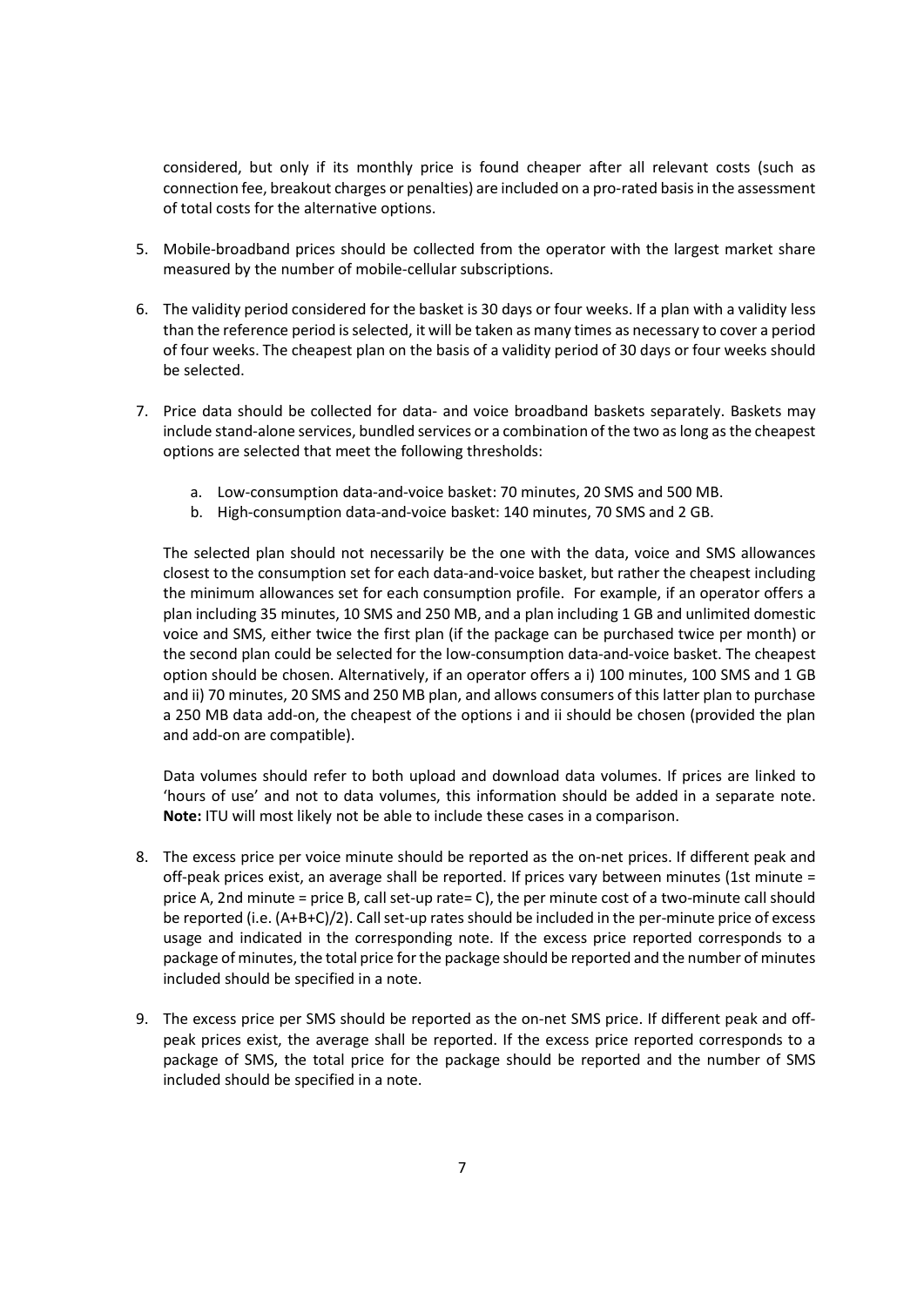considered, but only if its monthly price is found cheaper after all relevant costs (such as connection fee, breakout charges or penalties) are included on a pro-rated basis in the assessment of total costs for the alternative options.

5. Mobile-broadband prices should be collected from the operator with the largest market share measured by the number of mobile-cellular subscriptions.

6. The validity period considered for the basket is 30 days or four weeks. If a plan with a validity less than the reference period is selected, it will be taken as many times as necessary to cover a period of four weeks. The cheapest plan on the basis of a validity period of 30 days or four weeks should be selected.

7. Price data should be collected for data- and voice broadband baskets separately. Baskets may include stand-alone services, bundled services or a combination of the two as long as the cheapest options are selected that meet the following thresholds:

   a. Low-consumption data-and-voice basket: 70 minutes, 20 SMS and 500 MB.
   b. High-consumption data-and-voice basket: 140 minutes, 70 SMS and 2 GB.

   The selected plan should not necessarily be the one with the data, voice and SMS allowances closest to the consumption set for each data-and-voice basket, but rather the cheapest including the minimum allowances set for each consumption profile. For example, if an operator offers a plan including 35 minutes, 10 SMS and 250 MB, and a plan including 1 GB and unlimited domestic voice and SMS, either twice the first plan (if the package can be purchased twice per month) or the second plan could be selected for the low-consumption data-and-voice basket. The cheapest option should be chosen. Alternatively, if an operator offers a i) 100 minutes, 100 SMS and 1 GB and ii) 70 minutes, 20 SMS and 250 MB plan, and allows consumers of this latter plan to purchase a 250 MB data add-on, the cheapest of the options i and ii should be chosen (provided the plan and add-on are compatible).

   Data volumes should refer to both upload and download data volumes. If prices are linked to 'hours of use' and not to data volumes, this information should be added in a separate note. **Note:** ITU will most likely not be able to include these cases in a comparison.

8. The excess price per voice minute should be reported as the on-net prices. If different peak and off-peak prices exist, an average shall be reported. If prices vary between minutes (1st minute = price A, 2nd minute = price B, call set-up rate= C), the per minute cost of a two-minute call should be reported (i.e. (A+B+C)/2). Call set-up rates should be included in the per-minute price of excess usage and indicated in the corresponding note. If the excess price reported corresponds to a package of minutes, the total price for the package should be reported and the number of minutes included should be specified in a note.

9. The excess price per SMS should be reported as the on-net SMS price. If different peak and off-peak prices exist, the average shall be reported. If the excess price reported corresponds to a package of SMS, the total price for the package should be reported and the number of SMS included should be specified in a note.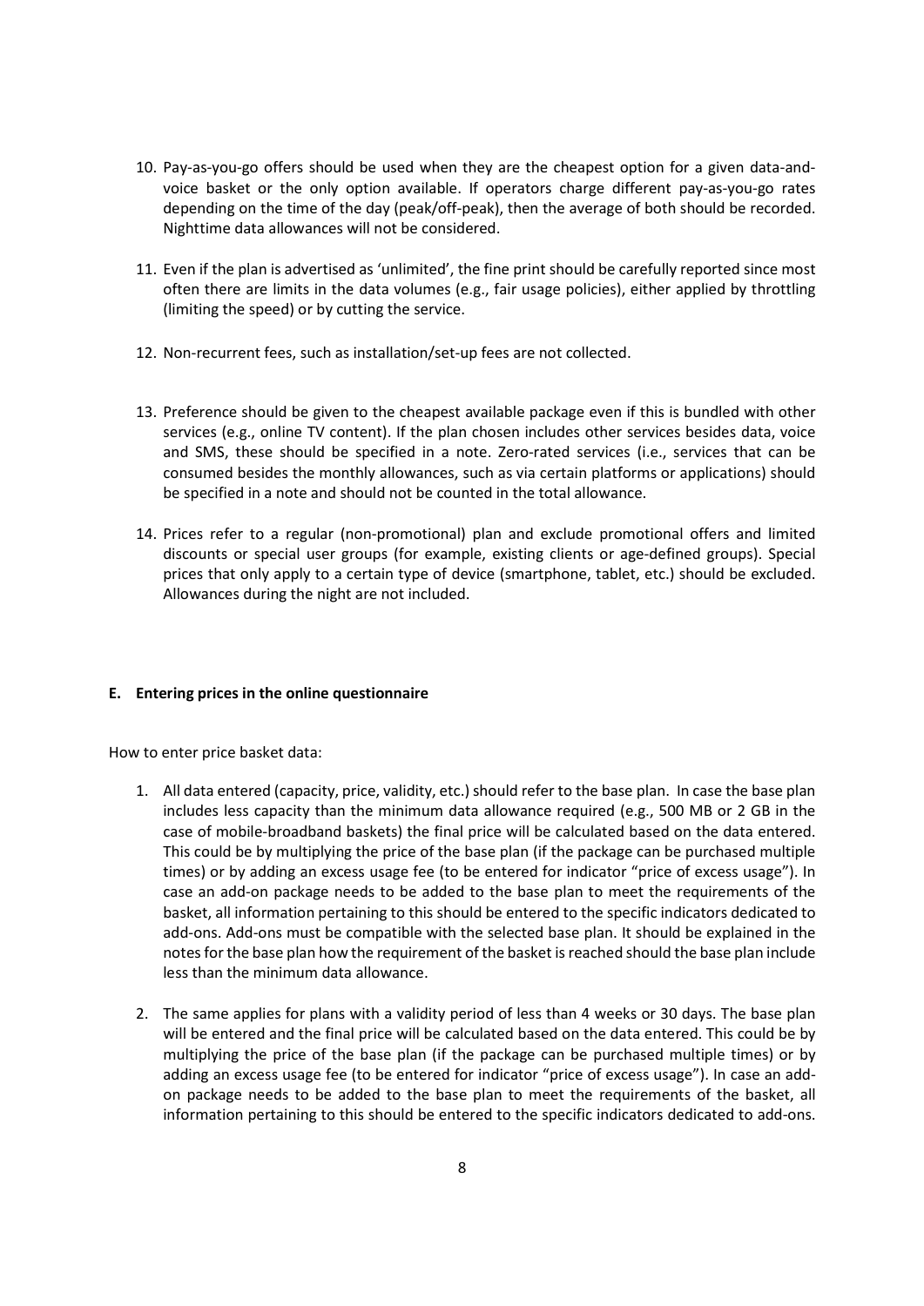10. Pay-as-you-go offers should be used when they are the cheapest option for a given data-and-voice basket or the only option available. If operators charge different pay-as-you-go rates depending on the time of the day (peak/off-peak), then the average of both should be recorded. Nighttime data allowances will not be considered.

11. Even if the plan is advertised as 'unlimited', the fine print should be carefully reported since most often there are limits in the data volumes (e.g., fair usage policies), either applied by throttling (limiting the speed) or by cutting the service.

12. Non-recurrent fees, such as installation/set-up fees are not collected.

13. Preference should be given to the cheapest available package even if this is bundled with other services (e.g., online TV content). If the plan chosen includes other services besides data, voice and SMS, these should be specified in a note. Zero-rated services (i.e., services that can be consumed besides the monthly allowances, such as via certain platforms or applications) should be specified in a note and should not be counted in the total allowance.

14. Prices refer to a regular (non-promotional) plan and exclude promotional offers and limited discounts or special user groups (for example, existing clients or age-defined groups). Special prices that only apply to a certain type of device (smartphone, tablet, etc.) should be excluded. Allowances during the night are not included.

#### E. Entering prices in the online questionnaire

How to enter price basket data:

1. All data entered (capacity, price, validity, etc.) should refer to the base plan. In case the base plan includes less capacity than the minimum data allowance required (e.g., 500 MB or 2 GB in the case of mobile-broadband baskets) the final price will be calculated based on the data entered. This could be by multiplying the price of the base plan (if the package can be purchased multiple times) or by adding an excess usage fee (to be entered for indicator "price of excess usage"). In case an add-on package needs to be added to the base plan to meet the requirements of the basket, all information pertaining to this should be entered to the specific indicators dedicated to add-ons. Add-ons must be compatible with the selected base plan. It should be explained in the notes for the base plan how the requirement of the basket is reached should the base plan include less than the minimum data allowance.

2. The same applies for plans with a validity period of less than 4 weeks or 30 days. The base plan will be entered and the final price will be calculated based on the data entered. This could be by multiplying the price of the base plan (if the package can be purchased multiple times) or by adding an excess usage fee (to be entered for indicator "price of excess usage"). In case an add-on package needs to be added to the base plan to meet the requirements of the basket, all information pertaining to this should be entered to the specific indicators dedicated to add-ons.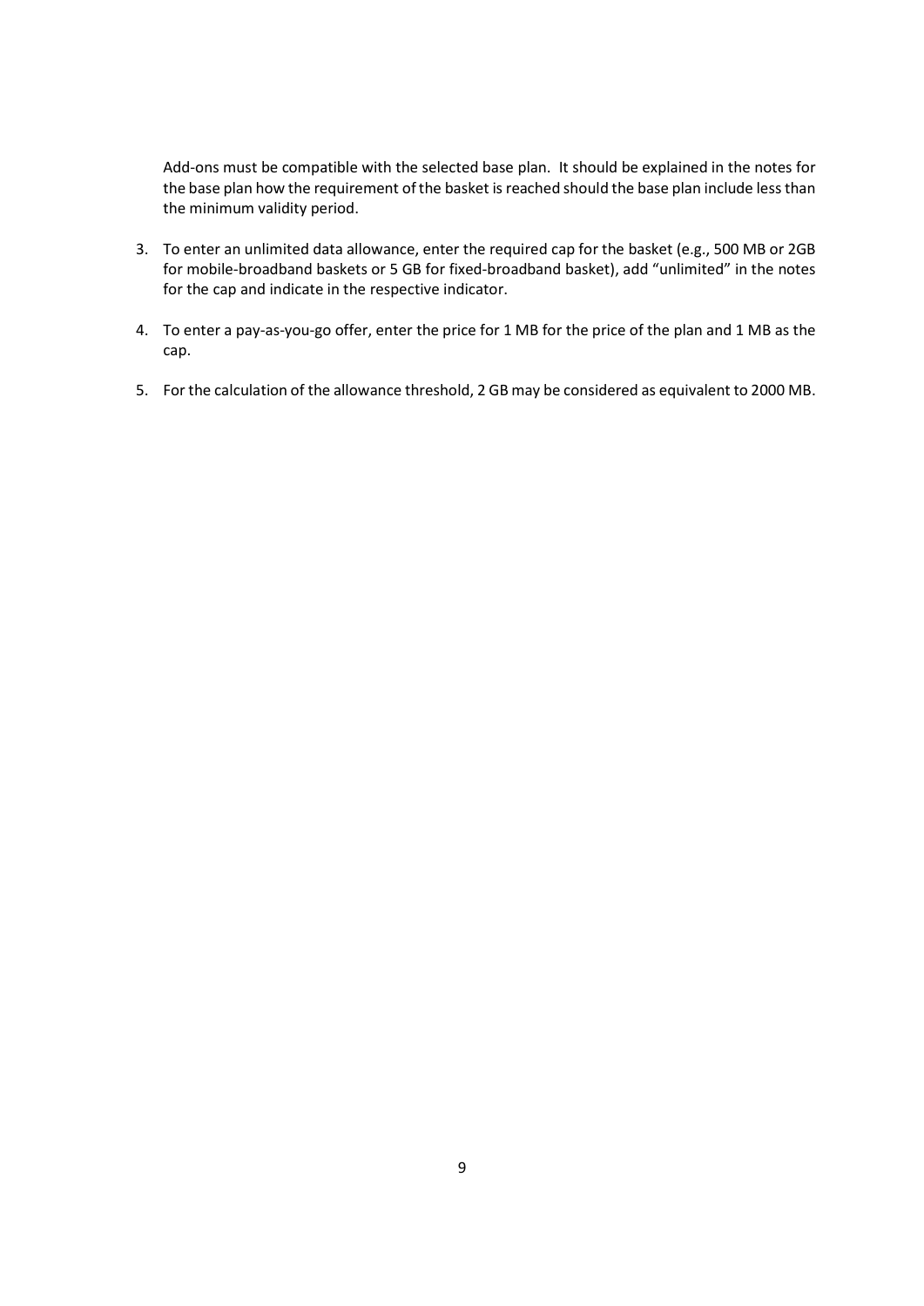Add-ons must be compatible with the selected base plan. It should be explained in the notes for the base plan how the requirement of the basket is reached should the base plan include less than the minimum validity period.

3. To enter an unlimited data allowance, enter the required cap for the basket (e.g., 500 MB or 2GB for mobile-broadband baskets or 5 GB for fixed-broadband basket), add "unlimited" in the notes for the cap and indicate in the respective indicator.

4. To enter a pay-as-you-go offer, enter the price for 1 MB for the price of the plan and 1 MB as the cap.

5. For the calculation of the allowance threshold, 2 GB may be considered as equivalent to 2000 MB.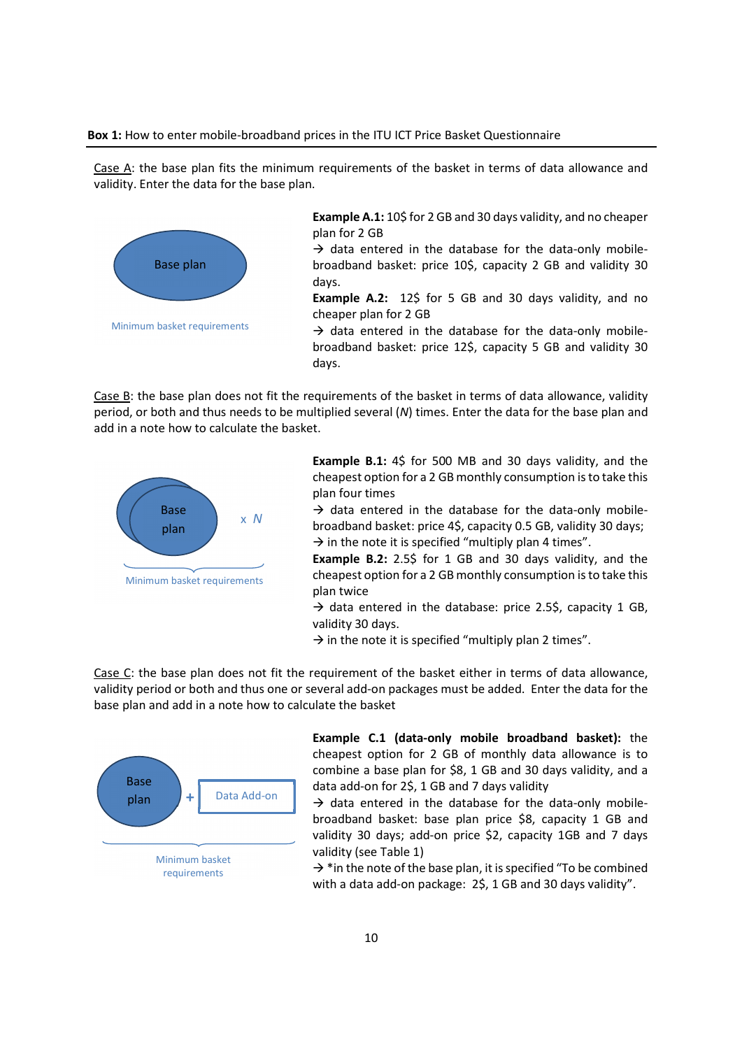**Box 1:** How to enter mobile-broadband prices in the ITU ICT Price Basket Questionnaire

Case A: the base plan fits the minimum requirements of the basket in terms of data allowance and validity. Enter the data for the base plan.

Base plan

Minimum basket requirements

**Example A.1:** 10$ for 2 GB and 30 days validity, and no cheaper plan for 2 GB
→ data entered in the database for the data-only mobile-broadband basket: price 10$, capacity 2 GB and validity 30 days.
**Example A.2:** 12$ for 5 GB and 30 days validity, and no cheaper plan for 2 GB
→ data entered in the database for the data-only mobile-broadband basket: price 12$, capacity 5 GB and validity 30 days.

Case B: the base plan does not fit the requirements of the basket in terms of data allowance, validity period, or both and thus needs to be multiplied several (*N*) times. Enter the data for the base plan and add in a note how to calculate the basket.

Base plan x *N*

Minimum basket requirements

**Example B.1:** 4$ for 500 MB and 30 days validity, and the cheapest option for a 2 GB monthly consumption is to take this plan four times
→ data entered in the database for the data-only mobile-broadband basket: price 4$, capacity 0.5 GB, validity 30 days;
→ in the note it is specified "multiply plan 4 times".
**Example B.2:** 2.5$ for 1 GB and 30 days validity, and the cheapest option for a 2 GB monthly consumption is to take this plan twice
→ data entered in the database: price 2.5$, capacity 1 GB, validity 30 days.
→ in the note it is specified "multiply plan 2 times".

Case C: the base plan does not fit the requirement of the basket either in terms of data allowance, validity period or both and thus one or several add-on packages must be added. Enter the data for the base plan and add in a note how to calculate the basket

Base plan + Data Add-on

Minimum basket requirements

**Example C.1 (data-only mobile broadband basket):** the cheapest option for 2 GB of monthly data allowance is to combine a base plan for $8, 1 GB and 30 days validity, and a data add-on for 2$, 1 GB and 7 days validity
→ data entered in the database for the data-only mobile-broadband basket: base plan price $8, capacity 1 GB and validity 30 days; add-on price $2, capacity 1GB and 7 days validity (see Table 1)
→ *in the note of the base plan, it is specified "To be combined with a data add-on package: 2$, 1 GB and 30 days validity".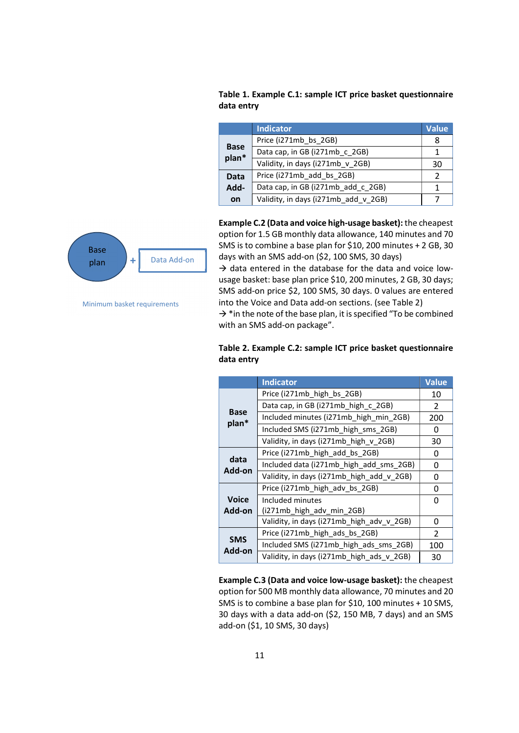**Table 1. Example C.1: sample ICT price basket questionnaire data entry**

| | Indicator | Value |
|---|---|---|
| **Base plan*** | Price (i271mb_bs_2GB) | 8 |
| | Data cap, in GB (i271mb_c_2GB) | 1 |
| | Validity, in days (i271mb_v_2GB) | 30 |
| **Data Add-on** | Price (i271mb_add_bs_2GB) | 2 |
| | Data cap, in GB (i271mb_add_c_2GB) | 1 |
| | Validity, in days (i271mb_add_v_2GB) | 7 |

Base plan + Data Add-on

Minimum basket requirements

**Example C.2 (Data and voice high-usage basket):** the cheapest option for 1.5 GB monthly data allowance, 140 minutes and 70 SMS is to combine a base plan for $10, 200 minutes + 2 GB, 30 days with an SMS add-on ($2, 100 SMS, 30 days)

→ data entered in the database for the data and voice low-usage basket: base plan price $10, 200 minutes, 2 GB, 30 days; SMS add-on price $2, 100 SMS, 30 days. 0 values are entered into the Voice and Data add-on sections. (see Table 2)

→ *in the note of the base plan, it is specified "To be combined with an SMS add-on package".

**Table 2. Example C.2: sample ICT price basket questionnaire data entry**

| | Indicator | Value |
|---|---|---|
| **Base plan*** | Price (i271mb_high_bs_2GB) | 10 |
| | Data cap, in GB (i271mb_high_c_2GB) | 2 |
| | Included minutes (i271mb_high_min_2GB) | 200 |
| | Included SMS (i271mb_high_sms_2GB) | 0 |
| | Validity, in days (i271mb_high_v_2GB) | 30 |
| **data Add-on** | Price (i271mb_high_add_bs_2GB) | 0 |
| | Included data (i271mb_high_add_sms_2GB) | 0 |
| | Validity, in days (i271mb_high_add_v_2GB) | 0 |
| **Voice Add-on** | Price (i271mb_high_adv_bs_2GB) | 0 |
| | Included minutes (i271mb_high_adv_min_2GB) | 0 |
| | Validity, in days (i271mb_high_adv_v_2GB) | 0 |
| **SMS Add-on** | Price (i271mb_high_ads_bs_2GB) | 2 |
| | Included SMS (i271mb_high_ads_sms_2GB) | 100 |
| | Validity, in days (i271mb_high_ads_v_2GB) | 30 |

**Example C.3 (Data and voice low-usage basket):** the cheapest option for 500 MB monthly data allowance, 70 minutes and 20 SMS is to combine a base plan for $10, 100 minutes + 10 SMS, 30 days with a data add-on ($2, 150 MB, 7 days) and an SMS add-on ($1, 10 SMS, 30 days)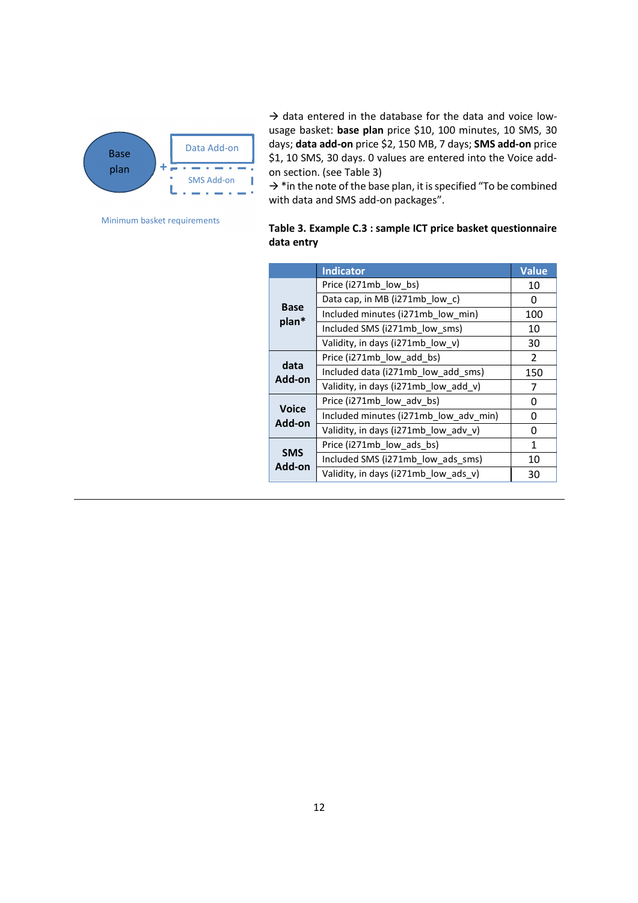Base plan + Data Add-on, SMS Add-on

Minimum basket requirements

→ data entered in the database for the data and voice low-usage basket: **base plan** price $10, 100 minutes, 10 SMS, 30 days; **data add-on** price $2, 150 MB, 7 days; **SMS add-on** price $1, 10 SMS, 30 days. 0 values are entered into the Voice add-on section. (see Table 3)

→ *in the note of the base plan, it is specified "To be combined with data and SMS add-on packages".

**Table 3. Example C.3 : sample ICT price basket questionnaire data entry**

| | Indicator | Value |
|---|---|---|
| **Base plan*** | Price (i271mb_low_bs) | 10 |
| | Data cap, in MB (i271mb_low_c) | 0 |
| | Included minutes (i271mb_low_min) | 100 |
| | Included SMS (i271mb_low_sms) | 10 |
| | Validity, in days (i271mb_low_v) | 30 |
| **data Add-on** | Price (i271mb_low_add_bs) | 2 |
| | Included data (i271mb_low_add_sms) | 150 |
| | Validity, in days (i271mb_low_add_v) | 7 |
| **Voice Add-on** | Price (i271mb_low_adv_bs) | 0 |
| | Included minutes (i271mb_low_adv_min) | 0 |
| | Validity, in days (i271mb_low_adv_v) | 0 |
| **SMS Add-on** | Price (i271mb_low_ads_bs) | 1 |
| | Included SMS (i271mb_low_ads_sms) | 10 |
| | Validity, in days (i271mb_low_ads_v) | 30 |